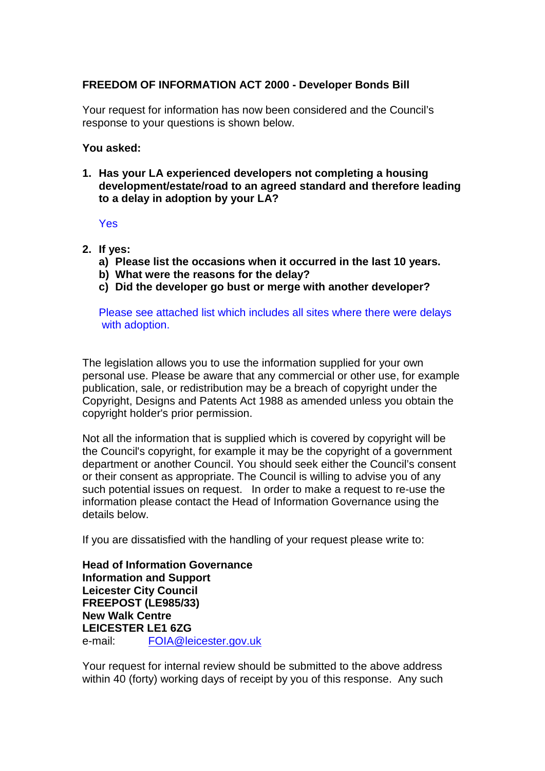**FREEDOM OF INFORMATION ACT 2000 - Developer Bonds Bill**

Your request for information has now been considered and the Council's response to your questions is shown below.

**You asked:**

1. **Has your LA experienced developers not completing a housing development/estate/road to an agreed standard and therefore leading to a delay in adoption by your LA?**

   Yes

2. **If yes:**
   a) **Please list the occasions when it occurred in the last 10 years.**
   b) **What were the reasons for the delay?**
   c) **Did the developer go bust or merge with another developer?**

   Please see attached list which includes all sites where there were delays with adoption.

The legislation allows you to use the information supplied for your own personal use. Please be aware that any commercial or other use, for example publication, sale, or redistribution may be a breach of copyright under the Copyright, Designs and Patents Act 1988 as amended unless you obtain the copyright holder's prior permission.

Not all the information that is supplied which is covered by copyright will be the Council's copyright, for example it may be the copyright of a government department or another Council. You should seek either the Council's consent or their consent as appropriate. The Council is willing to advise you of any such potential issues on request. In order to make a request to re-use the information please contact the Head of Information Governance using the details below.

If you are dissatisfied with the handling of your request please write to:

**Head of Information Governance**
**Information and Support**
**Leicester City Council**
**FREEPOST (LE985/33)**
**New Walk Centre**
**LEICESTER LE1 6ZG**
e-mail: FOIA@leicester.gov.uk

Your request for internal review should be submitted to the above address within 40 (forty) working days of receipt by you of this response. Any such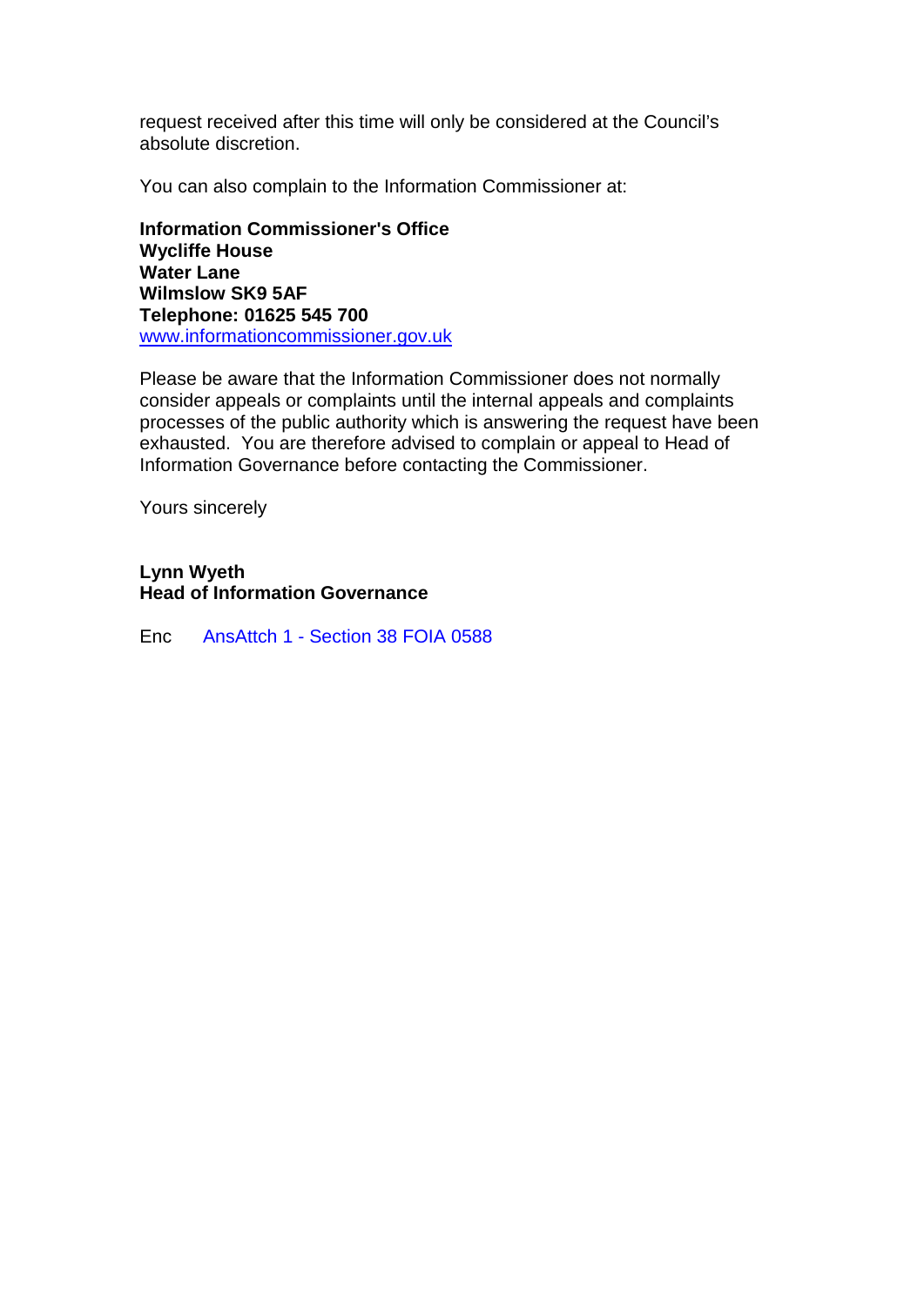request received after this time will only be considered at the Council's absolute discretion.

You can also complain to the Information Commissioner at:

**Information Commissioner's Office**
**Wycliffe House**
**Water Lane**
**Wilmslow SK9 5AF**
**Telephone: 01625 545 700**
www.informationcommissioner.gov.uk

Please be aware that the Information Commissioner does not normally consider appeals or complaints until the internal appeals and complaints processes of the public authority which is answering the request have been exhausted. You are therefore advised to complain or appeal to Head of Information Governance before contacting the Commissioner.

Yours sincerely

**Lynn Wyeth**
**Head of Information Governance**

Enc AnsAttch 1 - Section 38 FOIA 0588